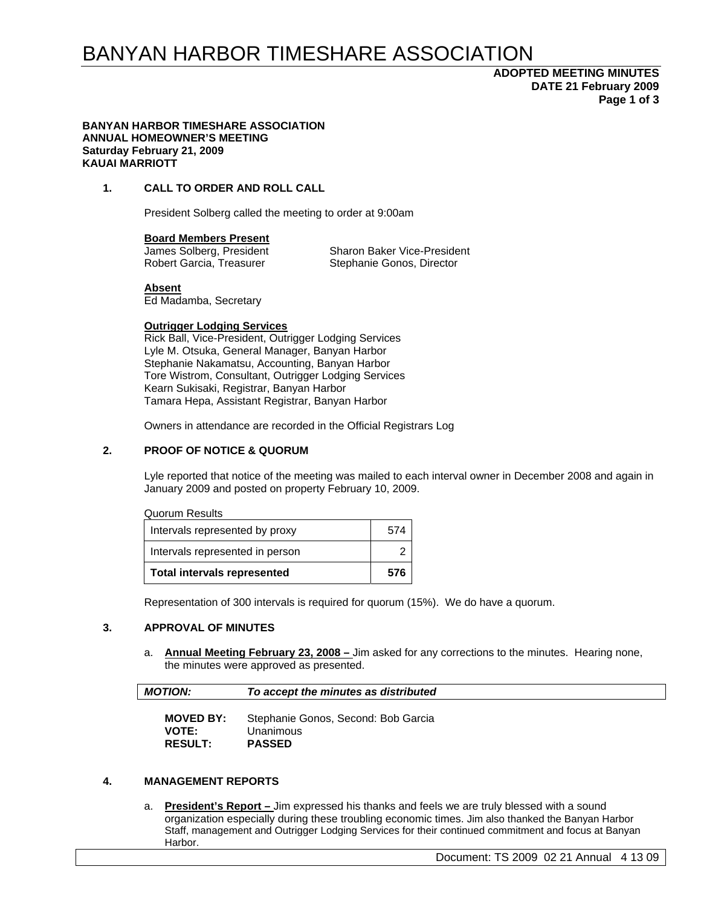# BANYAN HARBOR TIMESHARE ASSOCIATION

**ADOPTED MEETING MINUTES**
**DATE 21 February 2009**

**BANYAN HARBOR TIMESHARE ASSOCIATION**
**ANNUAL HOMEOWNER'S MEETING**
**Saturday February 21, 2009**
**KAUAI MARRIOTT**

## 1. CALL TO ORDER AND ROLL CALL

President Solberg called the meeting to order at 9:00am

**Board Members Present**

James Solberg, President
Sharon Baker Vice-President
Robert Garcia, Treasurer
Stephanie Gonos, Director

**Absent**

Ed Madamba, Secretary

**Outrigger Lodging Services**

Rick Ball, Vice-President, Outrigger Lodging Services
Lyle M. Otsuka, General Manager, Banyan Harbor
Stephanie Nakamatsu, Accounting, Banyan Harbor
Tore Wistrom, Consultant, Outrigger Lodging Services
Kearn Sukisaki, Registrar, Banyan Harbor
Tamara Hepa, Assistant Registrar, Banyan Harbor

Owners in attendance are recorded in the Official Registrars Log

## 2. PROOF OF NOTICE & QUORUM

Lyle reported that notice of the meeting was mailed to each interval owner in December 2008 and again in January 2009 and posted on property February 10, 2009.

Quorum Results

| Quorum Results | |
|---|---|
| Intervals represented by proxy | 574 |
| Intervals represented in person | 2 |
| **Total intervals represented** | **576** |

Representation of 300 intervals is required for quorum (15%). We do have a quorum.

## 3. APPROVAL OF MINUTES

a. **Annual Meeting February 23, 2008 –** Jim asked for any corrections to the minutes. Hearing none, the minutes were approved as presented.

| ***MOTION:*** | ***To accept the minutes as distributed*** |
|---|---|

**MOVED BY:** Stephanie Gonos, Second: Bob Garcia
**VOTE:** Unanimous
**RESULT:** **PASSED**

## 4. MANAGEMENT REPORTS

a. **President's Report –** Jim expressed his thanks and feels we are truly blessed with a sound organization especially during these troubling economic times. Jim also thanked the Banyan Harbor Staff, management and Outrigger Lodging Services for their continued commitment and focus at Banyan Harbor.

Document: TS 2009 02 21 Annual 4 13 09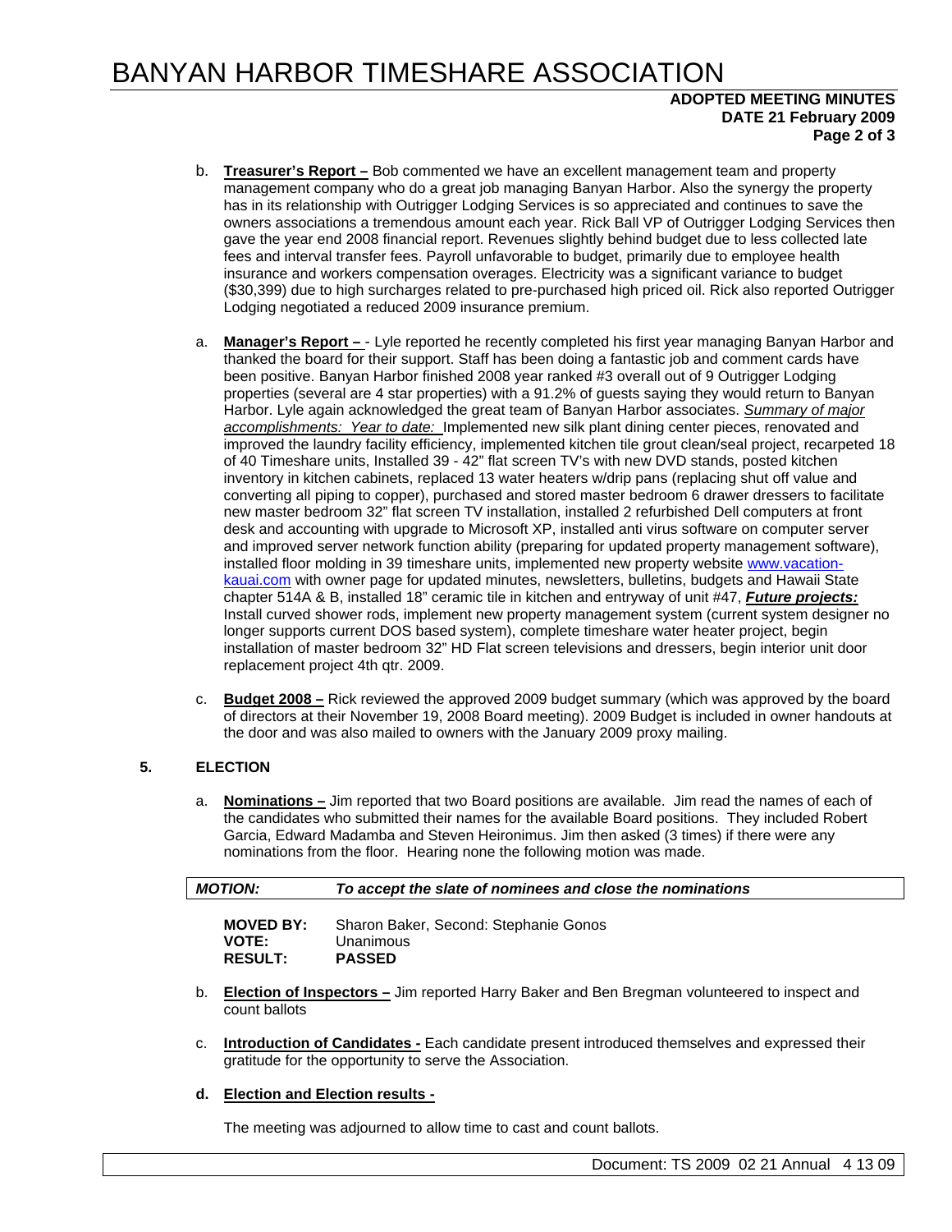b. **Treasurer's Report –** Bob commented we have an excellent management team and property management company who do a great job managing Banyan Harbor. Also the synergy the property has in its relationship with Outrigger Lodging Services is so appreciated and continues to save the owners associations a tremendous amount each year. Rick Ball VP of Outrigger Lodging Services then gave the year end 2008 financial report. Revenues slightly behind budget due to less collected late fees and interval transfer fees. Payroll unfavorable to budget, primarily due to employee health insurance and workers compensation overages. Electricity was a significant variance to budget ($30,399) due to high surcharges related to pre-purchased high priced oil. Rick also reported Outrigger Lodging negotiated a reduced 2009 insurance premium.

a. **Manager's Report –** - Lyle reported he recently completed his first year managing Banyan Harbor and thanked the board for their support. Staff has been doing a fantastic job and comment cards have been positive. Banyan Harbor finished 2008 year ranked #3 overall out of 9 Outrigger Lodging properties (several are 4 star properties) with a 91.2% of guests saying they would return to Banyan Harbor. Lyle again acknowledged the great team of Banyan Harbor associates. *Summary of major accomplishments: Year to date:* Implemented new silk plant dining center pieces, renovated and improved the laundry facility efficiency, implemented kitchen tile grout clean/seal project, recarpeted 18 of 40 Timeshare units, Installed 39 - 42" flat screen TV's with new DVD stands, posted kitchen inventory in kitchen cabinets, replaced 13 water heaters w/drip pans (replacing shut off value and converting all piping to copper), purchased and stored master bedroom 6 drawer dressers to facilitate new master bedroom 32" flat screen TV installation, installed 2 refurbished Dell computers at front desk and accounting with upgrade to Microsoft XP, installed anti virus software on computer server and improved server network function ability (preparing for updated property management software), installed floor molding in 39 timeshare units, implemented new property website www.vacation-kauai.com with owner page for updated minutes, newsletters, bulletins, budgets and Hawaii State chapter 514A & B, installed 18" ceramic tile in kitchen and entryway of unit #47, ***Future projects:*** Install curved shower rods, implement new property management system (current system designer no longer supports current DOS based system), complete timeshare water heater project, begin installation of master bedroom 32" HD Flat screen televisions and dressers, begin interior unit door replacement project 4th qtr. 2009.

c. **Budget 2008 –** Rick reviewed the approved 2009 budget summary (which was approved by the board of directors at their November 19, 2008 Board meeting). 2009 Budget is included in owner handouts at the door and was also mailed to owners with the January 2009 proxy mailing.

## 5. ELECTION

a. **Nominations –** Jim reported that two Board positions are available. Jim read the names of each of the candidates who submitted their names for the available Board positions. They included Robert Garcia, Edward Madamba and Steven Heironimus. Jim then asked (3 times) if there were any nominations from the floor. Hearing none the following motion was made.

***MOTION:*** ***To accept the slate of nominees and close the nominations***

**MOVED BY:** Sharon Baker, Second: Stephanie Gonos
**VOTE:** Unanimous
**RESULT:** **PASSED**

b. **Election of Inspectors –** Jim reported Harry Baker and Ben Bregman volunteered to inspect and count ballots

c. **Introduction of Candidates -** Each candidate present introduced themselves and expressed their gratitude for the opportunity to serve the Association.

d. **Election and Election results -**

The meeting was adjourned to allow time to cast and count ballots.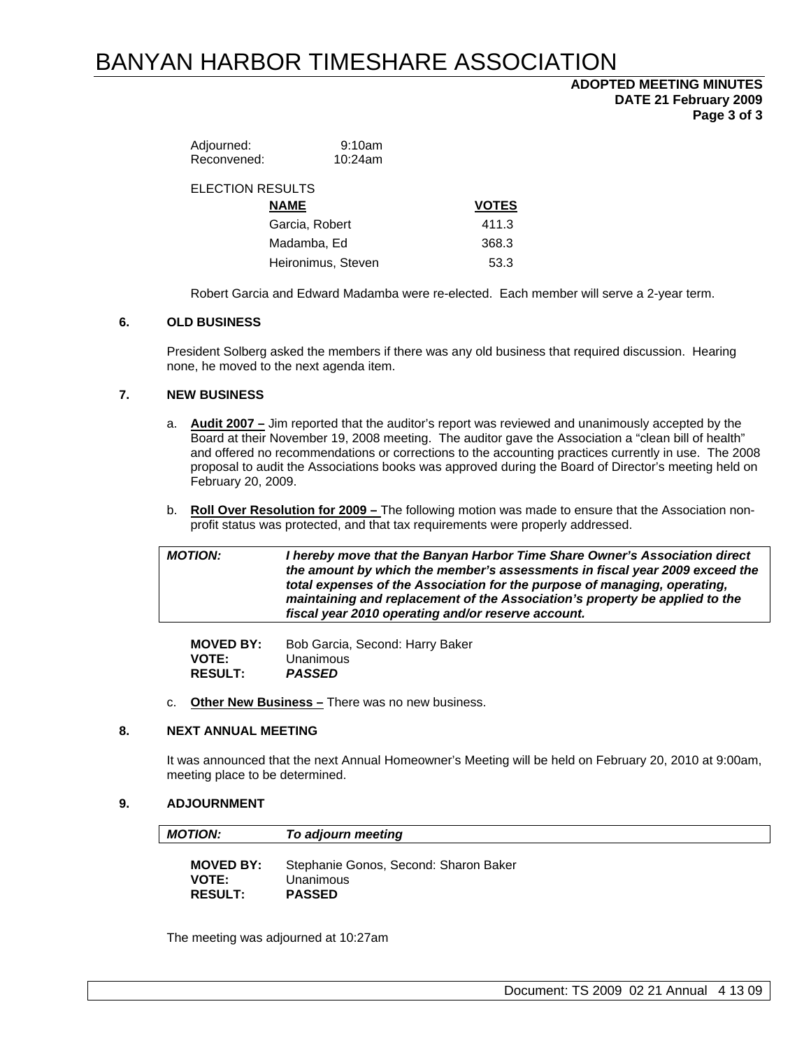| | |
|---|---|
| Adjourned: | 9:10am |
| Reconvened: | 10:24am |

ELECTION RESULTS

| NAME | VOTES |
|---|---|
| Garcia, Robert | 411.3 |
| Madamba, Ed | 368.3 |
| Heironimus, Steven | 53.3 |

Robert Garcia and Edward Madamba were re-elected. Each member will serve a 2-year term.

## 6. OLD BUSINESS

President Solberg asked the members if there was any old business that required discussion. Hearing none, he moved to the next agenda item.

## 7. NEW BUSINESS

a. **Audit 2007 –** Jim reported that the auditor's report was reviewed and unanimously accepted by the Board at their November 19, 2008 meeting. The auditor gave the Association a "clean bill of health" and offered no recommendations or corrections to the accounting practices currently in use. The 2008 proposal to audit the Associations books was approved during the Board of Director's meeting held on February 20, 2009.

b. **Roll Over Resolution for 2009 –** The following motion was made to ensure that the Association non-profit status was protected, and that tax requirements were properly addressed.

| | |
|---|---|
| ***MOTION:*** | ***I hereby move that the Banyan Harbor Time Share Owner's Association direct the amount by which the member's assessments in fiscal year 2009 exceed the total expenses of the Association for the purpose of managing, operating, maintaining and replacement of the Association's property be applied to the fiscal year 2010 operating and/or reserve account.*** |

| | |
|---|---|
| **MOVED BY:** | Bob Garcia, Second: Harry Baker |
| **VOTE:** | Unanimous |
| **RESULT:** | ***PASSED*** |

c. **Other New Business –** There was no new business.

## 8. NEXT ANNUAL MEETING

It was announced that the next Annual Homeowner's Meeting will be held on February 20, 2010 at 9:00am, meeting place to be determined.

## 9. ADJOURNMENT

| | |
|---|---|
| ***MOTION:*** | ***To adjourn meeting*** |

| | |
|---|---|
| **MOVED BY:** | Stephanie Gonos, Second: Sharon Baker |
| **VOTE:** | Unanimous |
| **RESULT:** | **PASSED** |

The meeting was adjourned at 10:27am